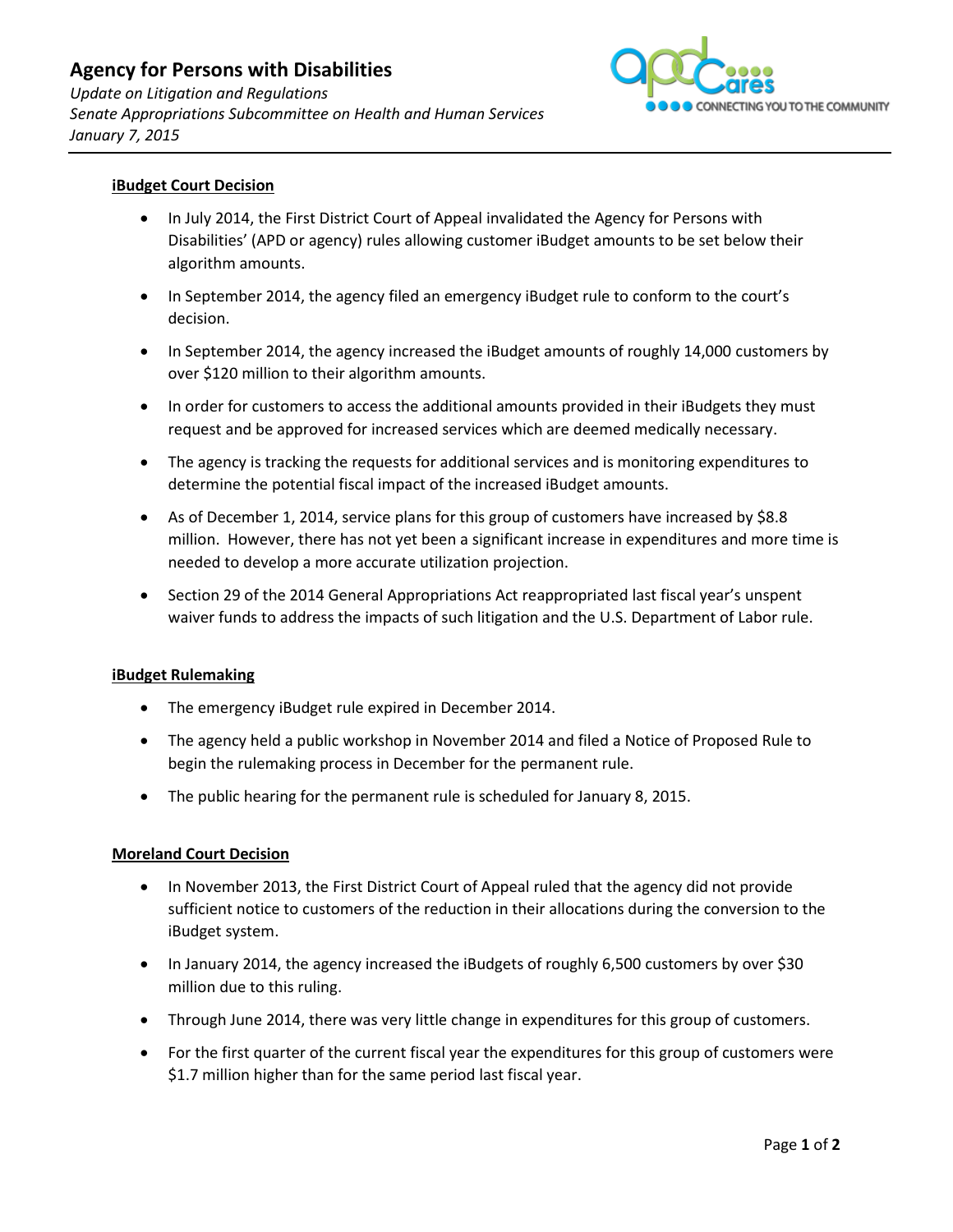# Agency for Persons with Disabilities

*Update on Litigation and Regulations*
*Senate Appropriations Subcommittee on Health and Human Services*
*January 7, 2015*

## iBudget Court Decision

- In July 2014, the First District Court of Appeal invalidated the Agency for Persons with Disabilities' (APD or agency) rules allowing customer iBudget amounts to be set below their algorithm amounts.
- In September 2014, the agency filed an emergency iBudget rule to conform to the court's decision.
- In September 2014, the agency increased the iBudget amounts of roughly 14,000 customers by over $120 million to their algorithm amounts.
- In order for customers to access the additional amounts provided in their iBudgets they must request and be approved for increased services which are deemed medically necessary.
- The agency is tracking the requests for additional services and is monitoring expenditures to determine the potential fiscal impact of the increased iBudget amounts.
- As of December 1, 2014, service plans for this group of customers have increased by $8.8 million. However, there has not yet been a significant increase in expenditures and more time is needed to develop a more accurate utilization projection.
- Section 29 of the 2014 General Appropriations Act reappropriated last fiscal year's unspent waiver funds to address the impacts of such litigation and the U.S. Department of Labor rule.

## iBudget Rulemaking

- The emergency iBudget rule expired in December 2014.
- The agency held a public workshop in November 2014 and filed a Notice of Proposed Rule to begin the rulemaking process in December for the permanent rule.
- The public hearing for the permanent rule is scheduled for January 8, 2015.

## Moreland Court Decision

- In November 2013, the First District Court of Appeal ruled that the agency did not provide sufficient notice to customers of the reduction in their allocations during the conversion to the iBudget system.
- In January 2014, the agency increased the iBudgets of roughly 6,500 customers by over $30 million due to this ruling.
- Through June 2014, there was very little change in expenditures for this group of customers.
- For the first quarter of the current fiscal year the expenditures for this group of customers were $1.7 million higher than for the same period last fiscal year.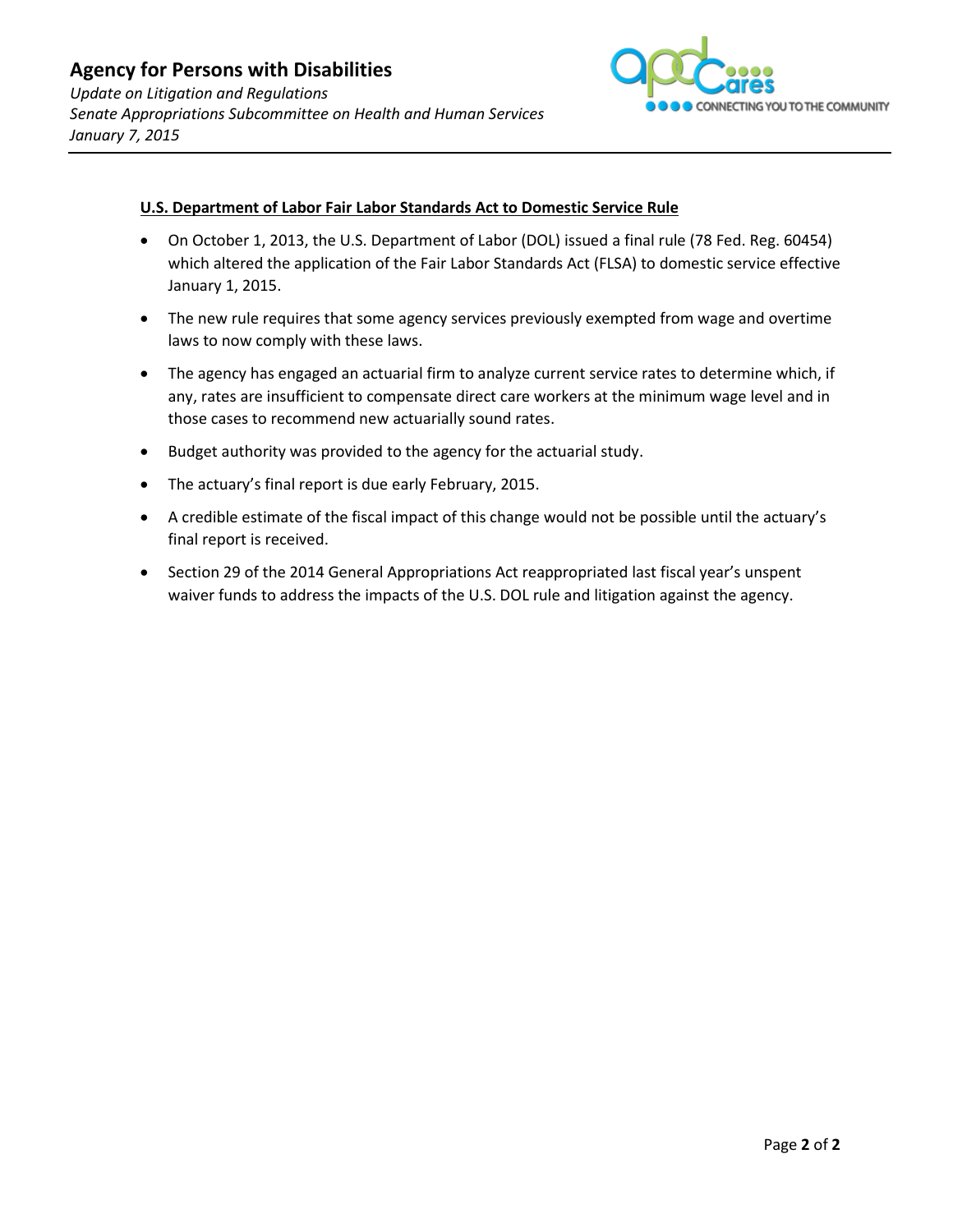**U.S. Department of Labor Fair Labor Standards Act to Domestic Service Rule**

- On October 1, 2013, the U.S. Department of Labor (DOL) issued a final rule (78 Fed. Reg. 60454) which altered the application of the Fair Labor Standards Act (FLSA) to domestic service effective January 1, 2015.
- The new rule requires that some agency services previously exempted from wage and overtime laws to now comply with these laws.
- The agency has engaged an actuarial firm to analyze current service rates to determine which, if any, rates are insufficient to compensate direct care workers at the minimum wage level and in those cases to recommend new actuarially sound rates.
- Budget authority was provided to the agency for the actuarial study.
- The actuary's final report is due early February, 2015.
- A credible estimate of the fiscal impact of this change would not be possible until the actuary's final report is received.
- Section 29 of the 2014 General Appropriations Act reappropriated last fiscal year's unspent waiver funds to address the impacts of the U.S. DOL rule and litigation against the agency.